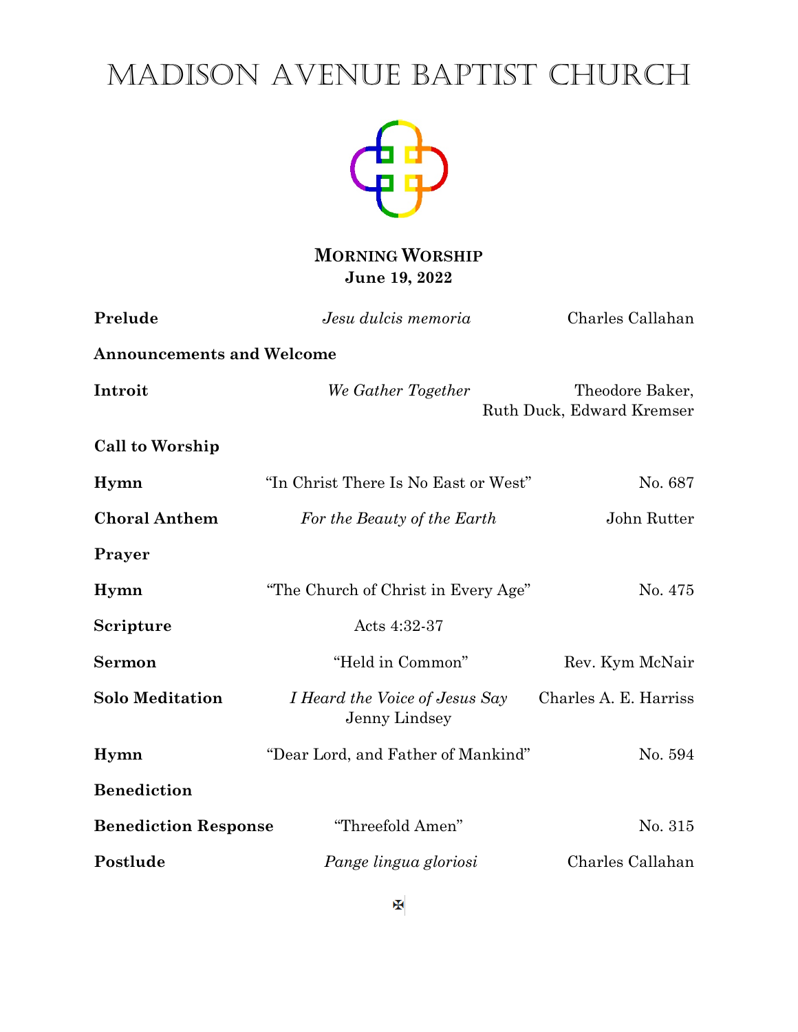# Madison Avenue Baptist Church

## Morning Worship

**June 19, 2022**

| | | |
|---|---|---|
| **Prelude** | *Jesu dulcis memoria* | Charles Callahan |
| **Announcements and Welcome** | | |
| **Introit** | *We Gather Together* | Theodore Baker, Ruth Duck, Edward Kremser |
| **Call to Worship** | | |
| **Hymn** | "In Christ There Is No East or West" | No. 687 |
| **Choral Anthem** | *For the Beauty of the Earth* | John Rutter |
| **Prayer** | | |
| **Hymn** | "The Church of Christ in Every Age" | No. 475 |
| **Scripture** | Acts 4:32-37 | |
| **Sermon** | "Held in Common" | Rev. Kym McNair |
| **Solo Meditation** | *I Heard the Voice of Jesus Say* Jenny Lindsey | Charles A. E. Harriss |
| **Hymn** | "Dear Lord, and Father of Mankind" | No. 594 |
| **Benediction** | | |
| **Benediction Response** | "Threefold Amen" | No. 315 |
| **Postlude** | *Pange lingua gloriosi* | Charles Callahan |

✠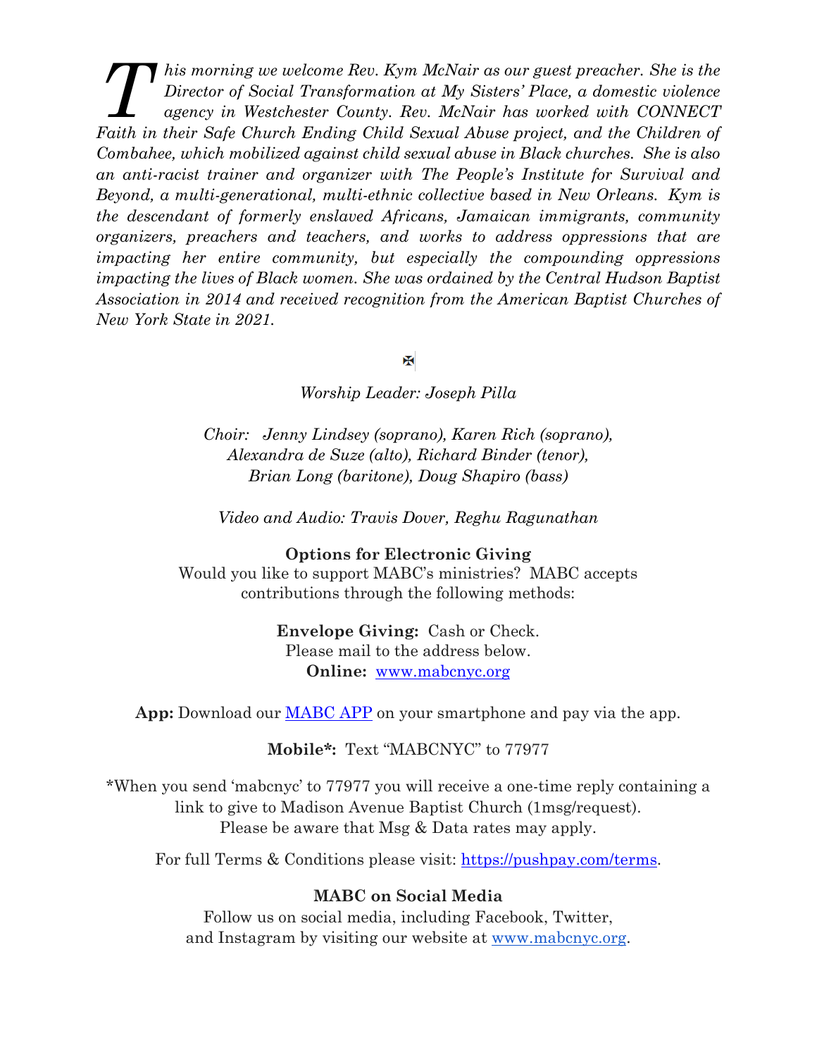*This morning we welcome Rev. Kym McNair as our guest preacher. She is the Director of Social Transformation at My Sisters' Place, a domestic violence agency in Westchester County. Rev. McNair has worked with CONNECT Faith in their Safe Church Ending Child Sexual Abuse project, and the Children of Combahee, which mobilized against child sexual abuse in Black churches. She is also an anti-racist trainer and organizer with The People's Institute for Survival and Beyond, a multi-generational, multi-ethnic collective based in New Orleans. Kym is the descendant of formerly enslaved Africans, Jamaican immigrants, community organizers, preachers and teachers, and works to address oppressions that are impacting her entire community, but especially the compounding oppressions impacting the lives of Black women. She was ordained by the Central Hudson Baptist Association in 2014 and received recognition from the American Baptist Churches of New York State in 2021.*

✠

*Worship Leader: Joseph Pilla*

*Choir: Jenny Lindsey (soprano), Karen Rich (soprano), Alexandra de Suze (alto), Richard Binder (tenor), Brian Long (baritone), Doug Shapiro (bass)*

*Video and Audio: Travis Dover, Reghu Ragunathan*

**Options for Electronic Giving**

Would you like to support MABC's ministries? MABC accepts contributions through the following methods:

**Envelope Giving:** Cash or Check.
Please mail to the address below.
**Online:** www.mabcnyc.org

**App:** Download our MABC APP on your smartphone and pay via the app.

**Mobile*:** Text "MABCNYC" to 77977

*When you send 'mabcnyc' to 77977 you will receive a one-time reply containing a link to give to Madison Avenue Baptist Church (1msg/request). Please be aware that Msg & Data rates may apply.

For full Terms & Conditions please visit: https://pushpay.com/terms.

**MABC on Social Media**

Follow us on social media, including Facebook, Twitter, and Instagram by visiting our website at www.mabcnyc.org.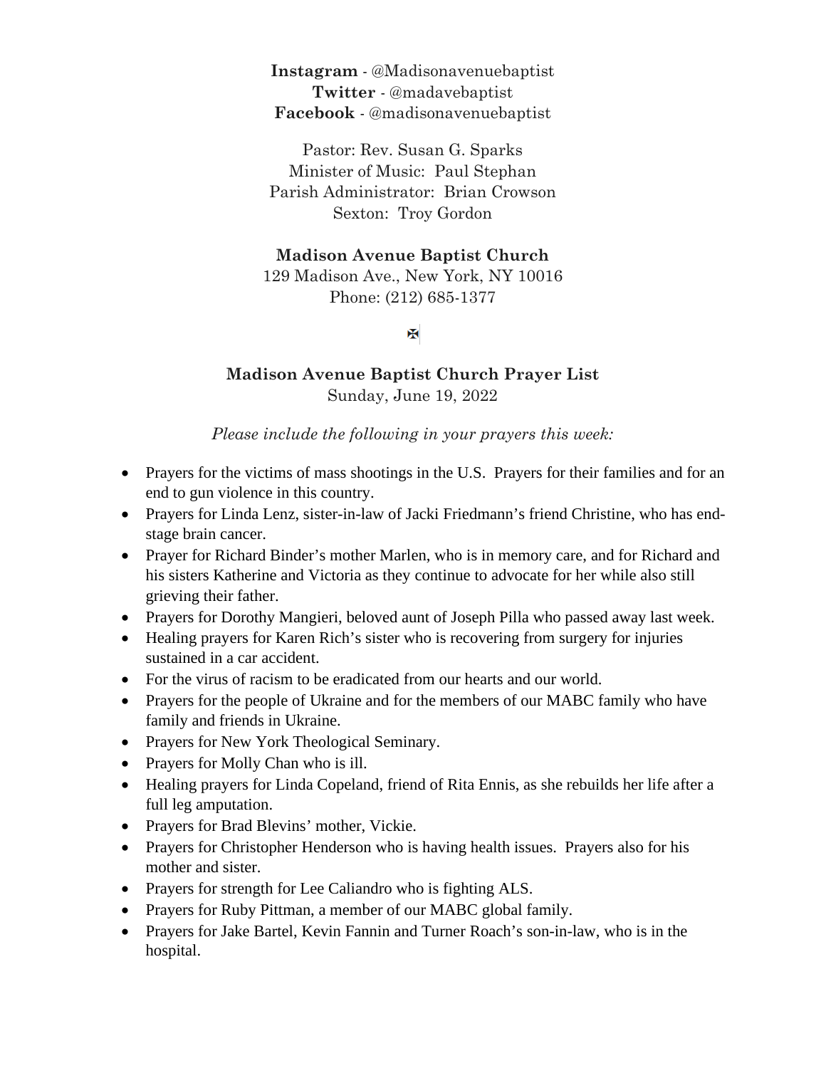**Instagram** - @Madisonavenuebaptist
**Twitter** - @madavebaptist
**Facebook** - @madisonavenuebaptist

Pastor: Rev. Susan G. Sparks
Minister of Music: Paul Stephan
Parish Administrator: Brian Crowson
Sexton: Troy Gordon

**Madison Avenue Baptist Church**
129 Madison Ave., New York, NY 10016
Phone: (212) 685-1377

✠

**Madison Avenue Baptist Church Prayer List**
Sunday, June 19, 2022

*Please include the following in your prayers this week:*

- Prayers for the victims of mass shootings in the U.S. Prayers for their families and for an end to gun violence in this country.
- Prayers for Linda Lenz, sister-in-law of Jacki Friedmann's friend Christine, who has end-stage brain cancer.
- Prayer for Richard Binder's mother Marlen, who is in memory care, and for Richard and his sisters Katherine and Victoria as they continue to advocate for her while also still grieving their father.
- Prayers for Dorothy Mangieri, beloved aunt of Joseph Pilla who passed away last week.
- Healing prayers for Karen Rich's sister who is recovering from surgery for injuries sustained in a car accident.
- For the virus of racism to be eradicated from our hearts and our world.
- Prayers for the people of Ukraine and for the members of our MABC family who have family and friends in Ukraine.
- Prayers for New York Theological Seminary.
- Prayers for Molly Chan who is ill.
- Healing prayers for Linda Copeland, friend of Rita Ennis, as she rebuilds her life after a full leg amputation.
- Prayers for Brad Blevins' mother, Vickie.
- Prayers for Christopher Henderson who is having health issues. Prayers also for his mother and sister.
- Prayers for strength for Lee Caliandro who is fighting ALS.
- Prayers for Ruby Pittman, a member of our MABC global family.
- Prayers for Jake Bartel, Kevin Fannin and Turner Roach's son-in-law, who is in the hospital.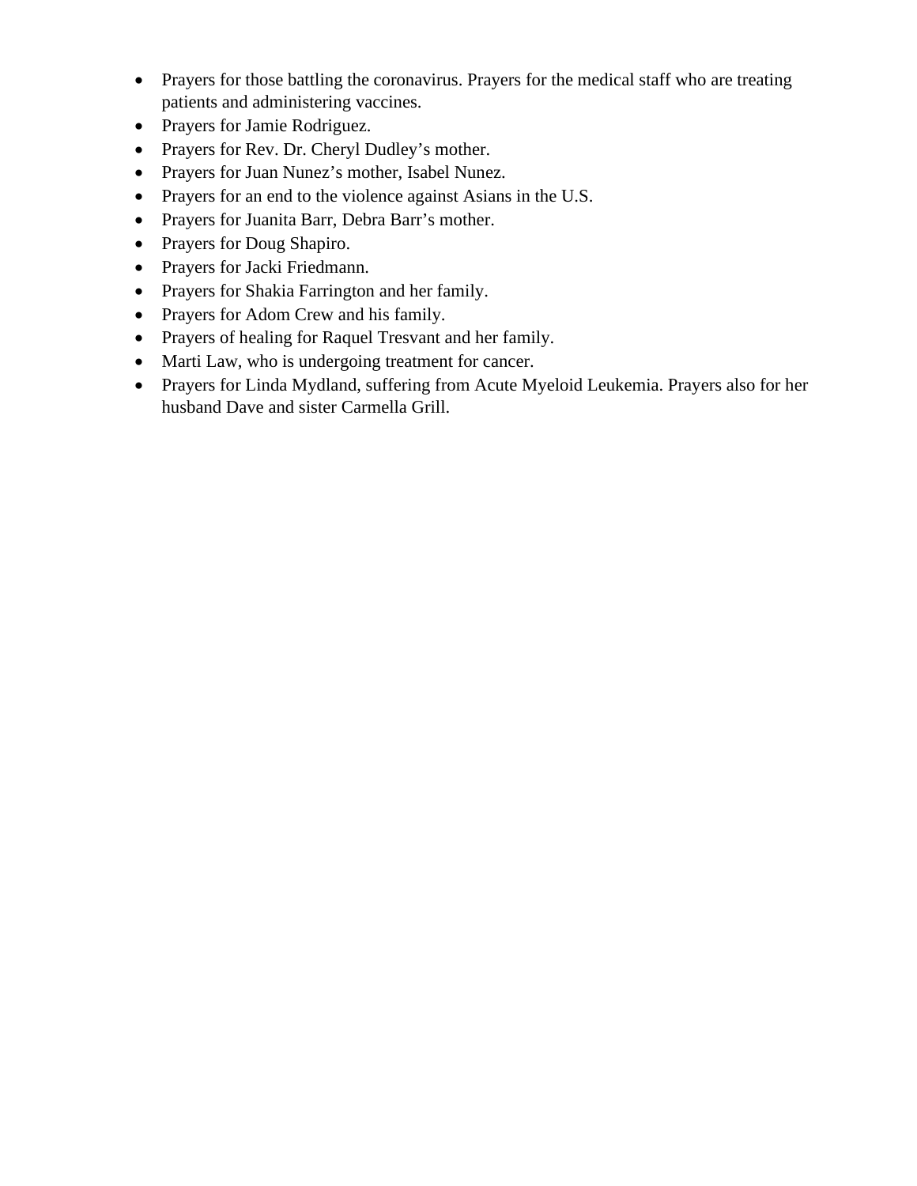- Prayers for those battling the coronavirus. Prayers for the medical staff who are treating patients and administering vaccines.
- Prayers for Jamie Rodriguez.
- Prayers for Rev. Dr. Cheryl Dudley’s mother.
- Prayers for Juan Nunez’s mother, Isabel Nunez.
- Prayers for an end to the violence against Asians in the U.S.
- Prayers for Juanita Barr, Debra Barr’s mother.
- Prayers for Doug Shapiro.
- Prayers for Jacki Friedmann.
- Prayers for Shakia Farrington and her family.
- Prayers for Adom Crew and his family.
- Prayers of healing for Raquel Tresvant and her family.
- Marti Law, who is undergoing treatment for cancer.
- Prayers for Linda Mydland, suffering from Acute Myeloid Leukemia. Prayers also for her husband Dave and sister Carmella Grill.